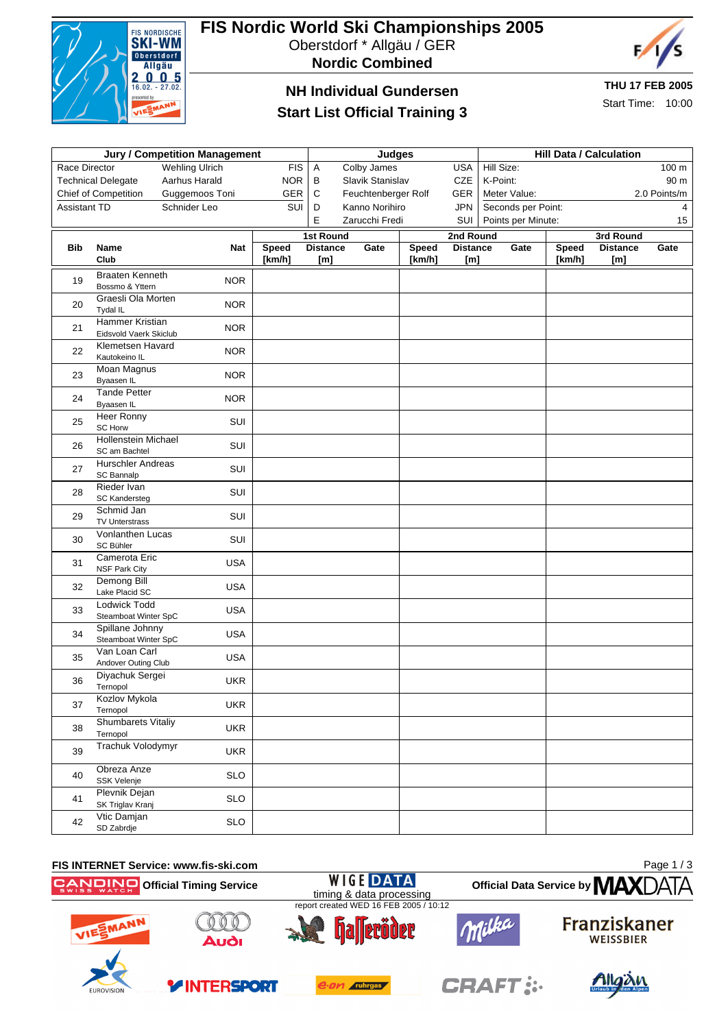# FIS Nordic World Ski Championships 2005

Oberstdorf * Allgäu / GER

**Nordic Combined**

## NH Individual Gundersen

## Start List Official Training 3

**THU 17 FEB 2005**

Start Time: 10:00

| Jury / Competition Management | | | Judges | | | Hill Data / Calculation | |
|---|---|---|---|---|---|---|---|
| Race Director | Wehling Ulrich | FIS | A | Colby James | USA | Hill Size: | 100 m |
| Technical Delegate | Aarhus Harald | NOR | B | Slavik Stanislav | CZE | K-Point: | 90 m |
| Chief of Competition | Guggemoos Toni | GER | C | Feuchtenberger Rolf | GER | Meter Value: | 2.0 Points/m |
| Assistant TD | Schnider Leo | SUI | D | Kanno Norihiro | JPN | Seconds per Point: | 4 |
| | | | E | Zarucchi Fredi | SUI | Points per Minute: | 15 |

| Bib | Name / Club | Nat | 1st Round Speed [km/h] | 1st Round Distance [m] | 1st Round Gate | 2nd Round Speed [km/h] | 2nd Round Distance [m] | 2nd Round Gate | 3rd Round Speed [km/h] | 3rd Round Distance [m] | 3rd Round Gate |
|---|---|---|---|---|---|---|---|---|---|---|---|
| 19 | Braaten Kenneth / Bossmo & Yttern | NOR | | | | | | | | | |
| 20 | Graesli Ola Morten / Tydal IL | NOR | | | | | | | | | |
| 21 | Hammer Kristian / Eidsvold Vaerk Skiclub | NOR | | | | | | | | | |
| 22 | Klemetsen Havard / Kautokeino IL | NOR | | | | | | | | | |
| 23 | Moan Magnus / Byaasen IL | NOR | | | | | | | | | |
| 24 | Tande Petter / Byaasen IL | NOR | | | | | | | | | |
| 25 | Heer Ronny / SC Horw | SUI | | | | | | | | | |
| 26 | Hollenstein Michael / SC am Bachtel | SUI | | | | | | | | | |
| 27 | Hurschler Andreas / SC Bannalp | SUI | | | | | | | | | |
| 28 | Rieder Ivan / SC Kandersteg | SUI | | | | | | | | | |
| 29 | Schmid Jan / TV Unterstrass | SUI | | | | | | | | | |
| 30 | Vonlanthen Lucas / SC Bühler | SUI | | | | | | | | | |
| 31 | Camerota Eric / NSF Park City | USA | | | | | | | | | |
| 32 | Demong Bill / Lake Placid SC | USA | | | | | | | | | |
| 33 | Lodwick Todd / Steamboat Winter SpC | USA | | | | | | | | | |
| 34 | Spillane Johnny / Steamboat Winter SpC | USA | | | | | | | | | |
| 35 | Van Loan Carl / Andover Outing Club | USA | | | | | | | | | |
| 36 | Diyachuk Sergei / Ternopol | UKR | | | | | | | | | |
| 37 | Kozlov Mykola / Ternopol | UKR | | | | | | | | | |
| 38 | Shumbarets Vitaliy / Ternopol | UKR | | | | | | | | | |
| 39 | Trachuk Volodymyr | UKR | | | | | | | | | |
| 40 | Obreza Anze / SSK Velenje | SLO | | | | | | | | | |
| 41 | Plevnik Dejan / SK Triglav Kranj | SLO | | | | | | | | | |
| 42 | Vtic Damjan / SD Zabrdje | SLO | | | | | | | | | |

FIS INTERNET Service: www.fis-ski.com

CANDINO Official Timing Service — WIGE DATA timing & data processing — Official Data Service by MAXDATA

report created WED 16 FEB 2005 / 10:12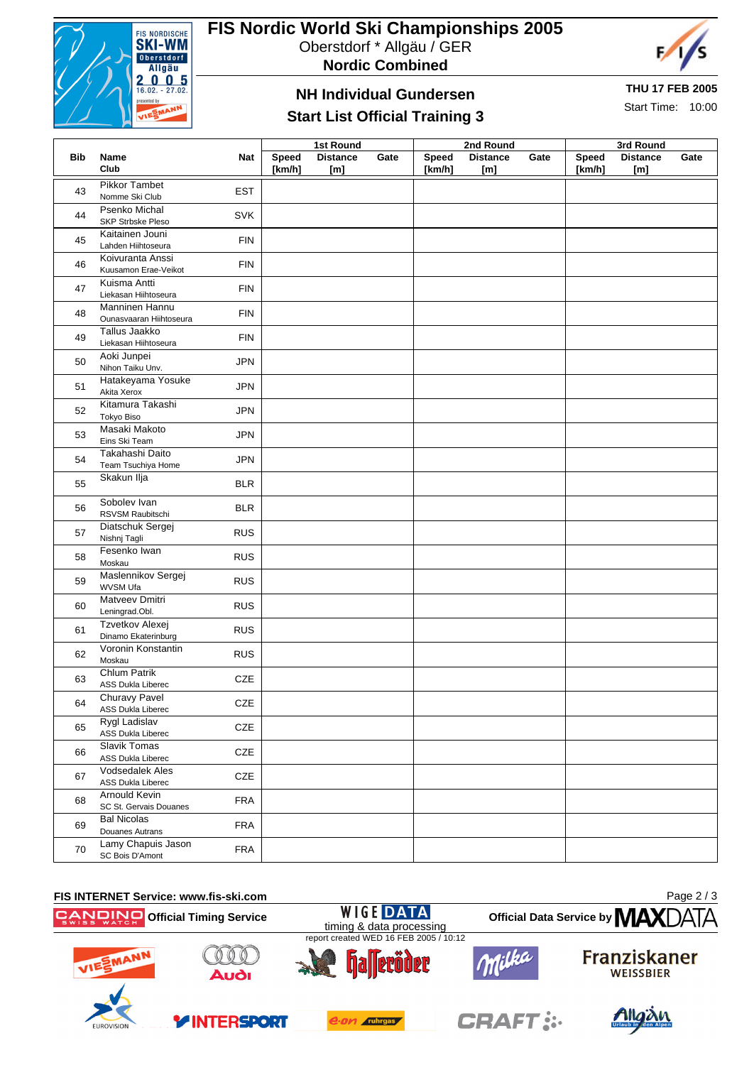# FIS Nordic World Ski Championships 2005

Oberstdorf * Allgäu / GER

**Nordic Combined**

## NH Individual Gundersen

## Start List Official Training 3

**THU 17 FEB 2005**

Start Time: 10:00

| Bib | Name<br>Club | Nat | 1st Round<br>Speed [km/h] | <br>Distance [m] | <br>Gate | 2nd Round<br>Speed [km/h] | <br>Distance [m] | <br>Gate | 3rd Round<br>Speed [km/h] | <br>Distance [m] | <br>Gate |
|---|---|---|---|---|---|---|---|---|---|---|---|
| 43 | Pikkor Tambet<br>Nomme Ski Club | EST | | | | | | | | | |
| 44 | Psenko Michal<br>SKP Strbske Pleso | SVK | | | | | | | | | |
| 45 | Kaitainen Jouni<br>Lahden Hiihtoseura | FIN | | | | | | | | | |
| 46 | Koivuranta Anssi<br>Kuusamon Erae-Veikot | FIN | | | | | | | | | |
| 47 | Kuisma Antti<br>Liekasan Hiihtoseura | FIN | | | | | | | | | |
| 48 | Manninen Hannu<br>Ounasvaaran Hiihtoseura | FIN | | | | | | | | | |
| 49 | Tallus Jaakko<br>Liekasan Hiihtoseura | FIN | | | | | | | | | |
| 50 | Aoki Junpei<br>Nihon Taiku Unv. | JPN | | | | | | | | | |
| 51 | Hatakeyama Yosuke<br>Akita Xerox | JPN | | | | | | | | | |
| 52 | Kitamura Takashi<br>Tokyo Biso | JPN | | | | | | | | | |
| 53 | Masaki Makoto<br>Eins Ski Team | JPN | | | | | | | | | |
| 54 | Takahashi Daito<br>Team Tsuchiya Home | JPN | | | | | | | | | |
| 55 | Skakun Ilja | BLR | | | | | | | | | |
| 56 | Sobolev Ivan<br>RSVSM Raubitschi | BLR | | | | | | | | | |
| 57 | Diatschuk Sergej<br>Nishnj Tagli | RUS | | | | | | | | | |
| 58 | Fesenko Iwan<br>Moskau | RUS | | | | | | | | | |
| 59 | Maslennikov Sergej<br>WVSM Ufa | RUS | | | | | | | | | |
| 60 | Matveev Dmitri<br>Leningrad.Obl. | RUS | | | | | | | | | |
| 61 | Tzvetkov Alexej<br>Dinamo Ekaterinburg | RUS | | | | | | | | | |
| 62 | Voronin Konstantin<br>Moskau | RUS | | | | | | | | | |
| 63 | Chlum Patrik<br>ASS Dukla Liberec | CZE | | | | | | | | | |
| 64 | Churavy Pavel<br>ASS Dukla Liberec | CZE | | | | | | | | | |
| 65 | Rygl Ladislav<br>ASS Dukla Liberec | CZE | | | | | | | | | |
| 66 | Slavik Tomas<br>ASS Dukla Liberec | CZE | | | | | | | | | |
| 67 | Vodsedalek Ales<br>ASS Dukla Liberec | CZE | | | | | | | | | |
| 68 | Arnould Kevin<br>SC St. Gervais Douanes | FRA | | | | | | | | | |
| 69 | Bal Nicolas<br>Douanes Autrans | FRA | | | | | | | | | |
| 70 | Lamy Chapuis Jason<br>SC Bois D'Amont | FRA | | | | | | | | | |

FIS INTERNET Service: www.fis-ski.com

CANDINO Official Timing Service — WIGE DATA timing & data processing — report created WED 16 FEB 2005 / 10:12 — Official Data Service by MAXDATA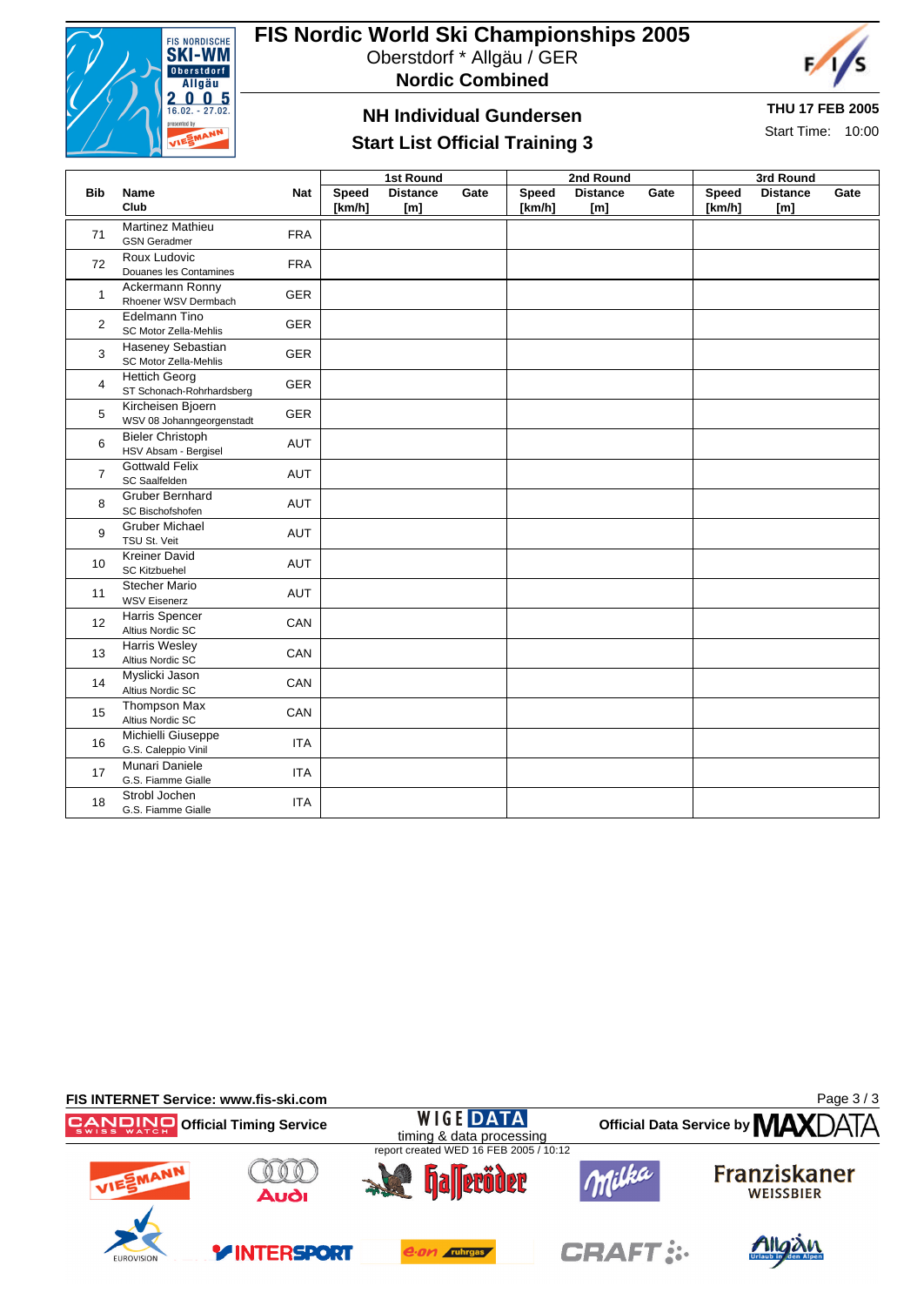# FIS Nordic World Ski Championships 2005

Oberstdorf * Allgäu / GER

**Nordic Combined**

## NH Individual Gundersen

## Start List Official Training 3

**THU 17 FEB 2005**

Start Time: 10:00

| Bib | Name<br>Club | Nat | 1st Round | | | 2nd Round | | | 3rd Round | | |
|---|---|---|---|---|---|---|---|---|---|---|---|
| | | | Speed [km/h] | Distance [m] | Gate | Speed [km/h] | Distance [m] | Gate | Speed [km/h] | Distance [m] | Gate |
| 71 | Martinez Mathieu<br>GSN Geradmer | FRA | | | | | | | | | |
| 72 | Roux Ludovic<br>Douanes les Contamines | FRA | | | | | | | | | |
| 1 | Ackermann Ronny<br>Rhoener WSV Dermbach | GER | | | | | | | | | |
| 2 | Edelmann Tino<br>SC Motor Zella-Mehlis | GER | | | | | | | | | |
| 3 | Haseney Sebastian<br>SC Motor Zella-Mehlis | GER | | | | | | | | | |
| 4 | Hettich Georg<br>ST Schonach-Rohrhardsberg | GER | | | | | | | | | |
| 5 | Kircheisen Bjoern<br>WSV 08 Johanngeorgenstadt | GER | | | | | | | | | |
| 6 | Bieler Christoph<br>HSV Absam - Bergisel | AUT | | | | | | | | | |
| 7 | Gottwald Felix<br>SC Saalfelden | AUT | | | | | | | | | |
| 8 | Gruber Bernhard<br>SC Bischofshofen | AUT | | | | | | | | | |
| 9 | Gruber Michael<br>TSU St. Veit | AUT | | | | | | | | | |
| 10 | Kreiner David<br>SC Kitzbuehel | AUT | | | | | | | | | |
| 11 | Stecher Mario<br>WSV Eisenerz | AUT | | | | | | | | | |
| 12 | Harris Spencer<br>Altius Nordic SC | CAN | | | | | | | | | |
| 13 | Harris Wesley<br>Altius Nordic SC | CAN | | | | | | | | | |
| 14 | Myslicki Jason<br>Altius Nordic SC | CAN | | | | | | | | | |
| 15 | Thompson Max<br>Altius Nordic SC | CAN | | | | | | | | | |
| 16 | Michielli Giuseppe<br>G.S. Caleppio Vinil | ITA | | | | | | | | | |
| 17 | Munari Daniele<br>G.S. Fiamme Gialle | ITA | | | | | | | | | |
| 18 | Strobl Jochen<br>G.S. Fiamme Gialle | ITA | | | | | | | | | |

FIS INTERNET Service: www.fis-ski.com

Official Timing Service

timing & data processing

report created WED 16 FEB 2005 / 10:12

Official Data Service by MAXDATA